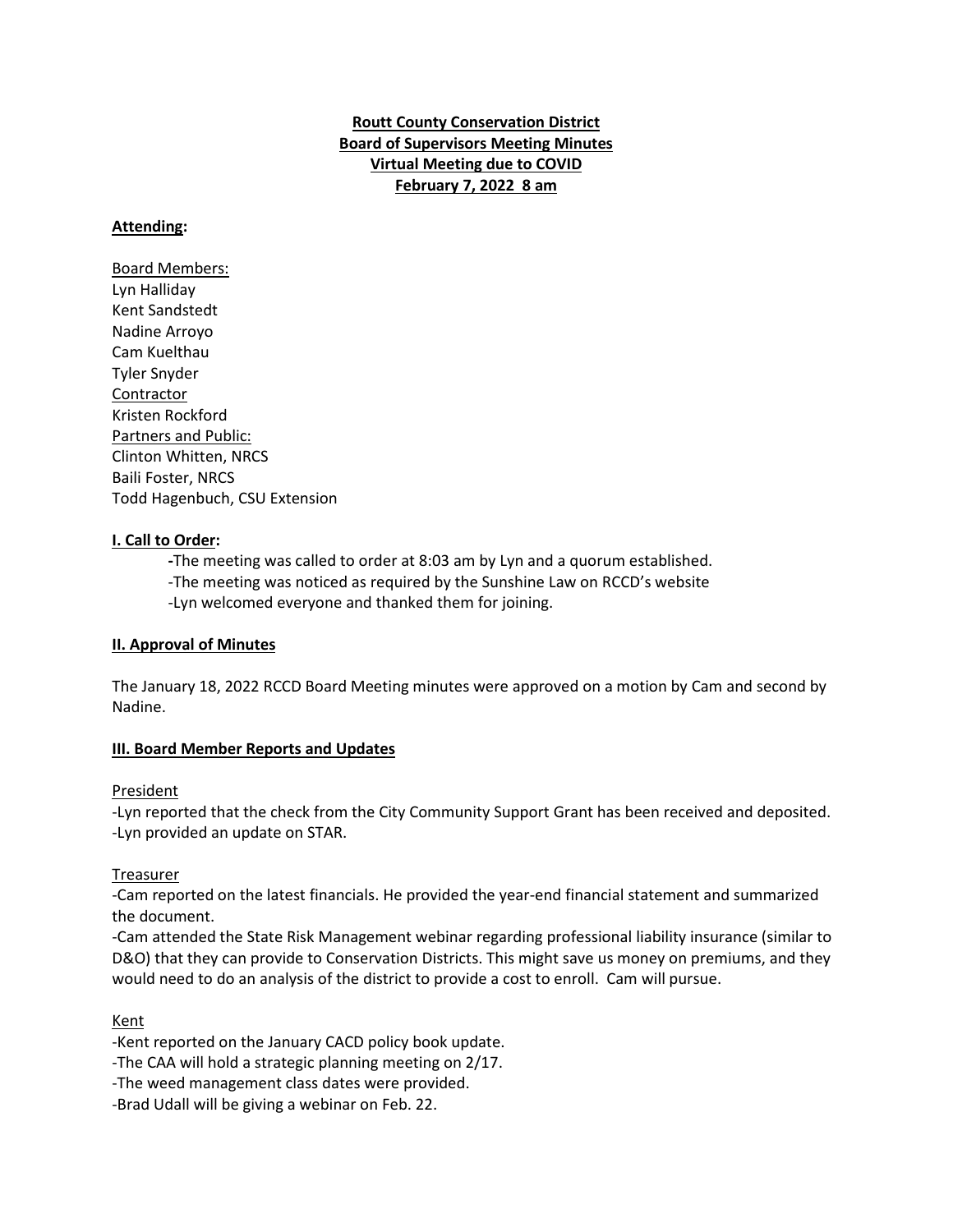**Routt County Conservation District**
**Board of Supervisors Meeting Minutes**
**Virtual Meeting due to COVID**
**February 7, 2022 8 am**

**Attending:**

Board Members:
Lyn Halliday
Kent Sandstedt
Nadine Arroyo
Cam Kuelthau
Tyler Snyder
Contractor
Kristen Rockford
Partners and Public:
Clinton Whitten, NRCS
Baili Foster, NRCS
Todd Hagenbuch, CSU Extension

**I. Call to Order:**

- The meeting was called to order at 8:03 am by Lyn and a quorum established.
- The meeting was noticed as required by the Sunshine Law on RCCD's website
- Lyn welcomed everyone and thanked them for joining.

**II. Approval of Minutes**

The January 18, 2022 RCCD Board Meeting minutes were approved on a motion by Cam and second by Nadine.

**III. Board Member Reports and Updates**

President

- Lyn reported that the check from the City Community Support Grant has been received and deposited.
- Lyn provided an update on STAR.

Treasurer

- Cam reported on the latest financials. He provided the year-end financial statement and summarized the document.
- Cam attended the State Risk Management webinar regarding professional liability insurance (similar to D&O) that they can provide to Conservation Districts. This might save us money on premiums, and they would need to do an analysis of the district to provide a cost to enroll. Cam will pursue.

Kent

- Kent reported on the January CACD policy book update.
- The CAA will hold a strategic planning meeting on 2/17.
- The weed management class dates were provided.
- Brad Udall will be giving a webinar on Feb. 22.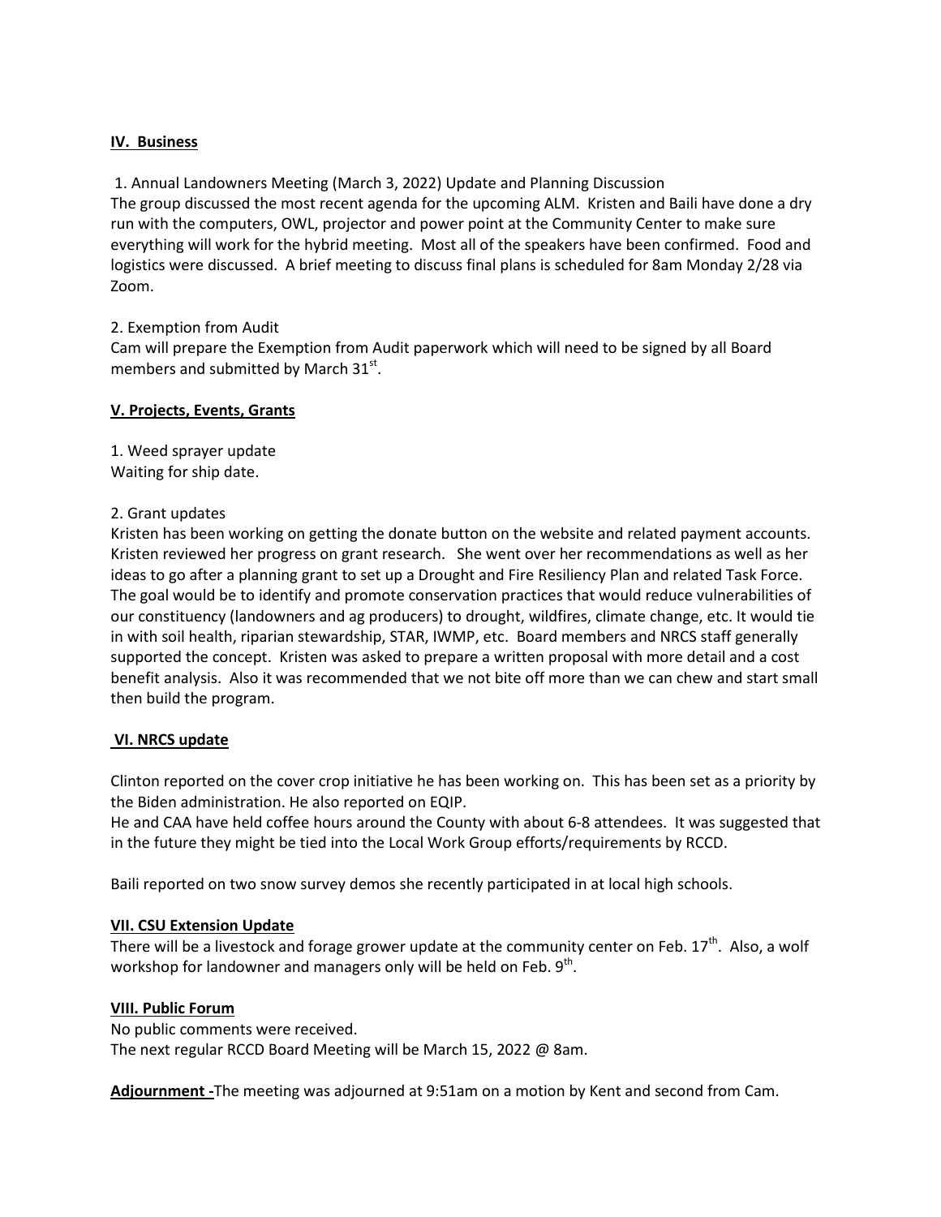## IV. Business

1. Annual Landowners Meeting (March 3, 2022) Update and Planning Discussion
The group discussed the most recent agenda for the upcoming ALM. Kristen and Baili have done a dry run with the computers, OWL, projector and power point at the Community Center to make sure everything will work for the hybrid meeting. Most all of the speakers have been confirmed. Food and logistics were discussed. A brief meeting to discuss final plans is scheduled for 8am Monday 2/28 via Zoom.

2. Exemption from Audit
Cam will prepare the Exemption from Audit paperwork which will need to be signed by all Board members and submitted by March 31st.

## V. Projects, Events, Grants

1. Weed sprayer update
Waiting for ship date.

2. Grant updates
Kristen has been working on getting the donate button on the website and related payment accounts. Kristen reviewed her progress on grant research. She went over her recommendations as well as her ideas to go after a planning grant to set up a Drought and Fire Resiliency Plan and related Task Force. The goal would be to identify and promote conservation practices that would reduce vulnerabilities of our constituency (landowners and ag producers) to drought, wildfires, climate change, etc. It would tie in with soil health, riparian stewardship, STAR, IWMP, etc. Board members and NRCS staff generally supported the concept. Kristen was asked to prepare a written proposal with more detail and a cost benefit analysis. Also it was recommended that we not bite off more than we can chew and start small then build the program.

## VI. NRCS update

Clinton reported on the cover crop initiative he has been working on. This has been set as a priority by the Biden administration. He also reported on EQIP.
He and CAA have held coffee hours around the County with about 6-8 attendees. It was suggested that in the future they might be tied into the Local Work Group efforts/requirements by RCCD.

Baili reported on two snow survey demos she recently participated in at local high schools.

## VII. CSU Extension Update

There will be a livestock and forage grower update at the community center on Feb. 17th. Also, a wolf workshop for landowner and managers only will be held on Feb. 9th.

## VIII. Public Forum

No public comments were received.
The next regular RCCD Board Meeting will be March 15, 2022 @ 8am.

**Adjournment -** The meeting was adjourned at 9:51am on a motion by Kent and second from Cam.